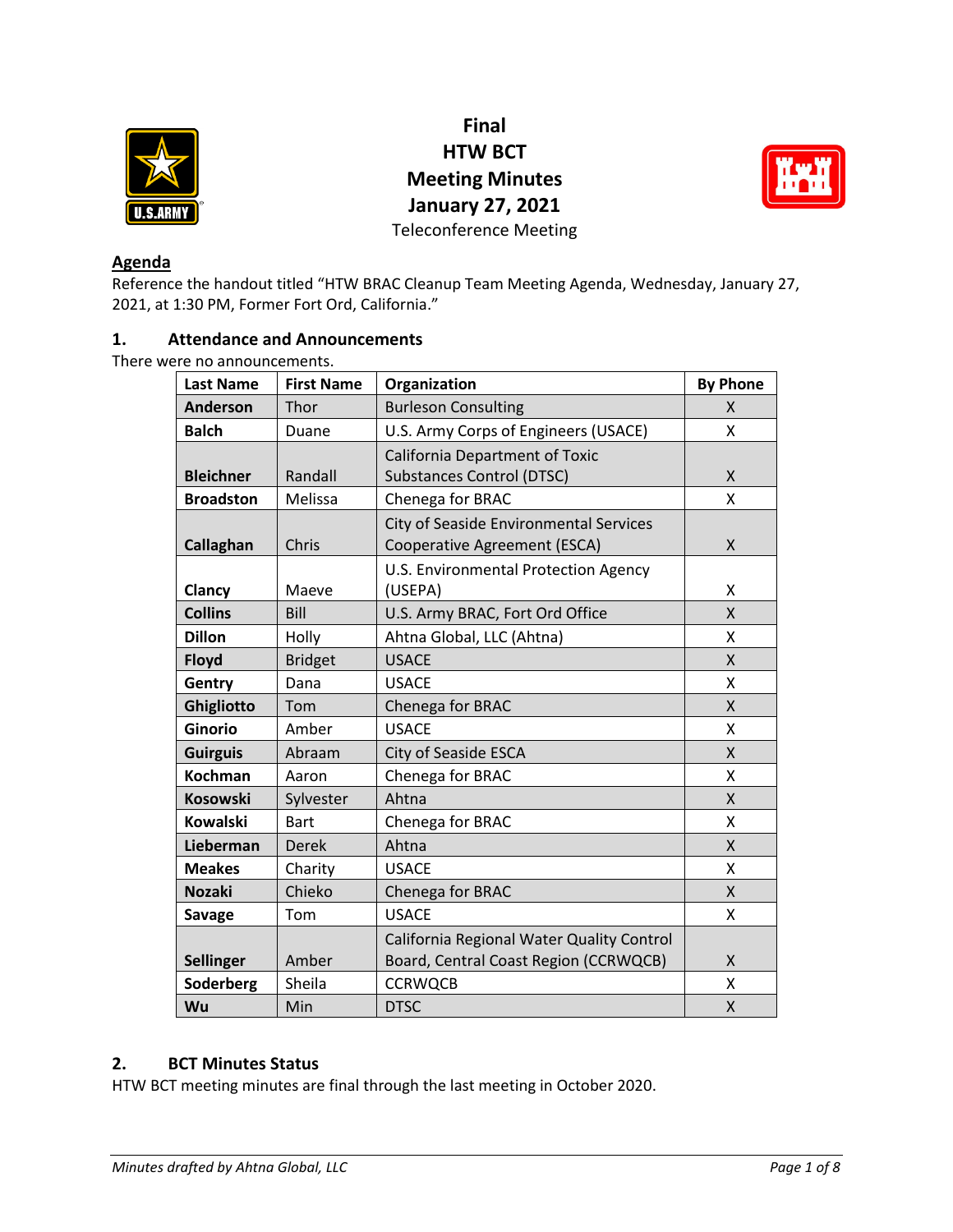# Final
# HTW BCT
# Meeting Minutes
# January 27, 2021

Teleconference Meeting

## Agenda

Reference the handout titled "HTW BRAC Cleanup Team Meeting Agenda, Wednesday, January 27, 2021, at 1:30 PM, Former Fort Ord, California."

## 1. Attendance and Announcements

There were no announcements.

| Last Name | First Name | Organization | By Phone |
|---|---|---|---|
| **Anderson** | Thor | Burleson Consulting | X |
| **Balch** | Duane | U.S. Army Corps of Engineers (USACE) | X |
| **Bleichner** | Randall | California Department of Toxic Substances Control (DTSC) | X |
| **Broadston** | Melissa | Chenega for BRAC | X |
| **Callaghan** | Chris | City of Seaside Environmental Services Cooperative Agreement (ESCA) | X |
| **Clancy** | Maeve | U.S. Environmental Protection Agency (USEPA) | X |
| **Collins** | Bill | U.S. Army BRAC, Fort Ord Office | X |
| **Dillon** | Holly | Ahtna Global, LLC (Ahtna) | X |
| **Floyd** | Bridget | USACE | X |
| **Gentry** | Dana | USACE | X |
| **Ghigliotto** | Tom | Chenega for BRAC | X |
| **Ginorio** | Amber | USACE | X |
| **Guirguis** | Abraam | City of Seaside ESCA | X |
| **Kochman** | Aaron | Chenega for BRAC | X |
| **Kosowski** | Sylvester | Ahtna | X |
| **Kowalski** | Bart | Chenega for BRAC | X |
| **Lieberman** | Derek | Ahtna | X |
| **Meakes** | Charity | USACE | X |
| **Nozaki** | Chieko | Chenega for BRAC | X |
| **Savage** | Tom | USACE | X |
| **Sellinger** | Amber | California Regional Water Quality Control Board, Central Coast Region (CCRWQCB) | X |
| **Soderberg** | Sheila | CCRWQCB | X |
| **Wu** | Min | DTSC | X |

## 2. BCT Minutes Status

HTW BCT meeting minutes are final through the last meeting in October 2020.

*Minutes drafted by Ahtna Global, LLC*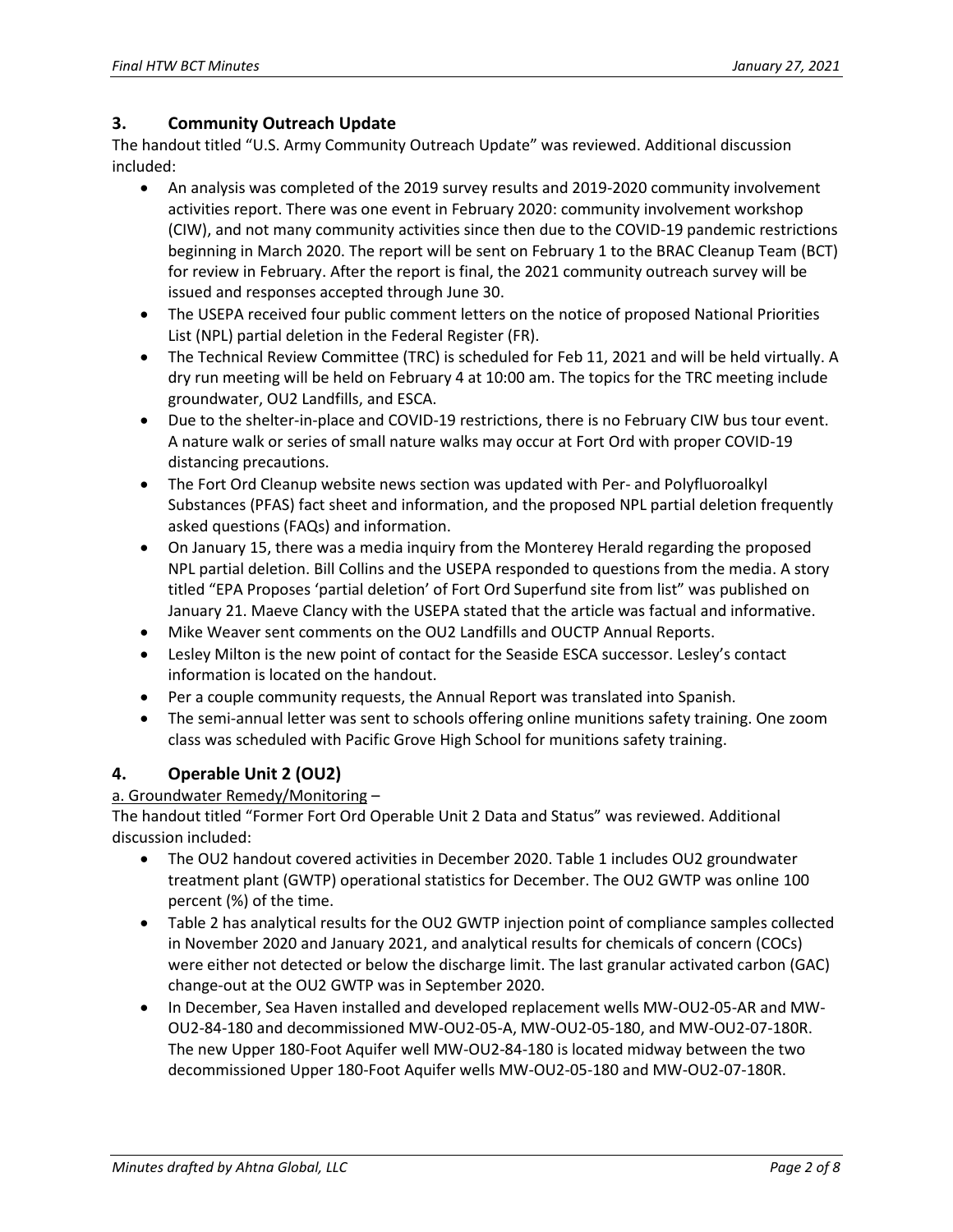## 3. Community Outreach Update

The handout titled "U.S. Army Community Outreach Update" was reviewed. Additional discussion included:

- An analysis was completed of the 2019 survey results and 2019-2020 community involvement activities report. There was one event in February 2020: community involvement workshop (CIW), and not many community activities since then due to the COVID-19 pandemic restrictions beginning in March 2020. The report will be sent on February 1 to the BRAC Cleanup Team (BCT) for review in February. After the report is final, the 2021 community outreach survey will be issued and responses accepted through June 30.
- The USEPA received four public comment letters on the notice of proposed National Priorities List (NPL) partial deletion in the Federal Register (FR).
- The Technical Review Committee (TRC) is scheduled for Feb 11, 2021 and will be held virtually. A dry run meeting will be held on February 4 at 10:00 am. The topics for the TRC meeting include groundwater, OU2 Landfills, and ESCA.
- Due to the shelter-in-place and COVID-19 restrictions, there is no February CIW bus tour event. A nature walk or series of small nature walks may occur at Fort Ord with proper COVID-19 distancing precautions.
- The Fort Ord Cleanup website news section was updated with Per- and Polyfluoroalkyl Substances (PFAS) fact sheet and information, and the proposed NPL partial deletion frequently asked questions (FAQs) and information.
- On January 15, there was a media inquiry from the Monterey Herald regarding the proposed NPL partial deletion. Bill Collins and the USEPA responded to questions from the media. A story titled "EPA Proposes 'partial deletion' of Fort Ord Superfund site from list" was published on January 21. Maeve Clancy with the USEPA stated that the article was factual and informative.
- Mike Weaver sent comments on the OU2 Landfills and OUCTP Annual Reports.
- Lesley Milton is the new point of contact for the Seaside ESCA successor. Lesley's contact information is located on the handout.
- Per a couple community requests, the Annual Report was translated into Spanish.
- The semi-annual letter was sent to schools offering online munitions safety training. One zoom class was scheduled with Pacific Grove High School for munitions safety training.

## 4. Operable Unit 2 (OU2)

a. Groundwater Remedy/Monitoring –

The handout titled "Former Fort Ord Operable Unit 2 Data and Status" was reviewed. Additional discussion included:

- The OU2 handout covered activities in December 2020. Table 1 includes OU2 groundwater treatment plant (GWTP) operational statistics for December. The OU2 GWTP was online 100 percent (%) of the time.
- Table 2 has analytical results for the OU2 GWTP injection point of compliance samples collected in November 2020 and January 2021, and analytical results for chemicals of concern (COCs) were either not detected or below the discharge limit. The last granular activated carbon (GAC) change-out at the OU2 GWTP was in September 2020.
- In December, Sea Haven installed and developed replacement wells MW-OU2-05-AR and MW-OU2-84-180 and decommissioned MW-OU2-05-A, MW-OU2-05-180, and MW-OU2-07-180R. The new Upper 180-Foot Aquifer well MW-OU2-84-180 is located midway between the two decommissioned Upper 180-Foot Aquifer wells MW-OU2-05-180 and MW-OU2-07-180R.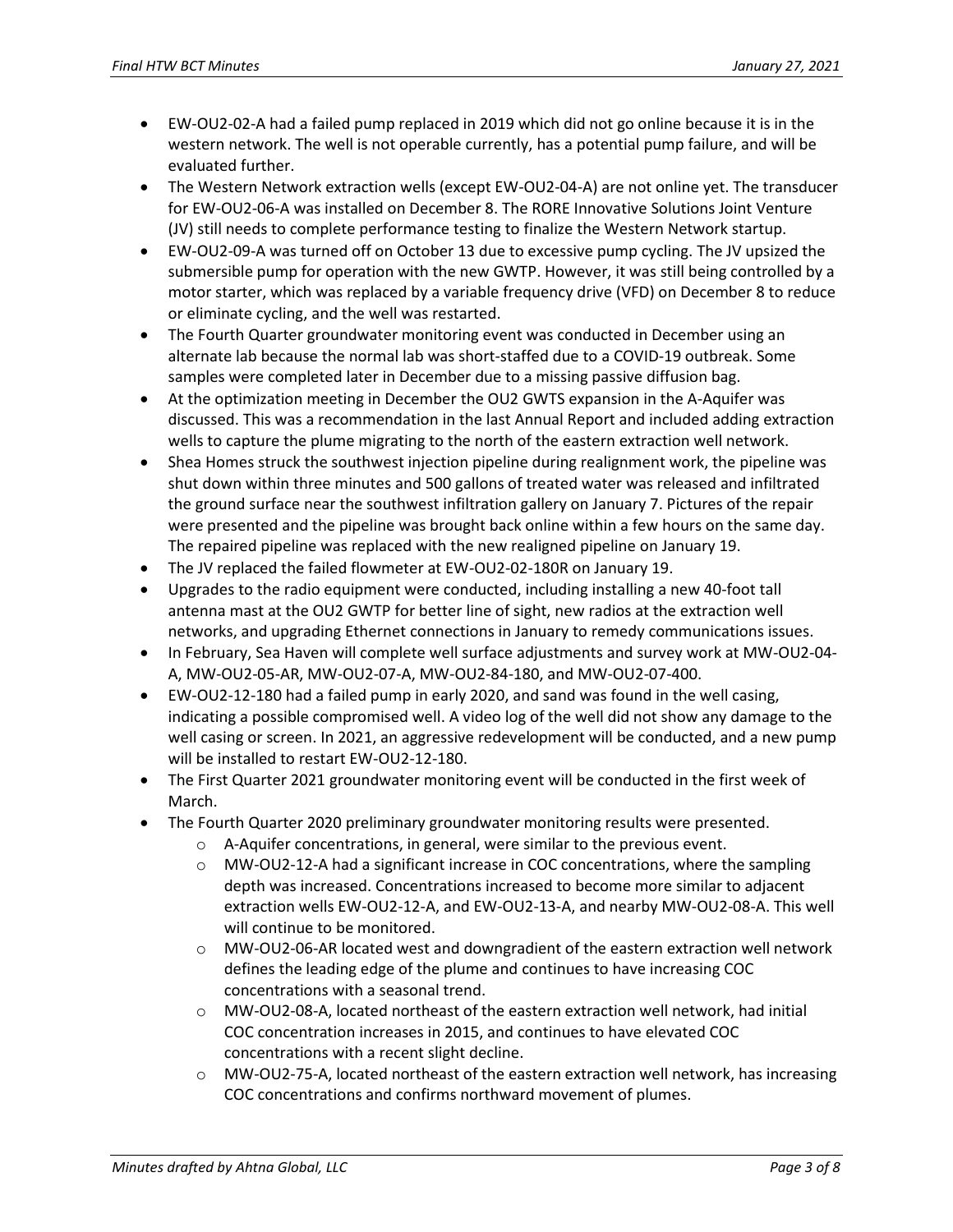- EW-OU2-02-A had a failed pump replaced in 2019 which did not go online because it is in the western network. The well is not operable currently, has a potential pump failure, and will be evaluated further.
- The Western Network extraction wells (except EW-OU2-04-A) are not online yet. The transducer for EW-OU2-06-A was installed on December 8. The RORE Innovative Solutions Joint Venture (JV) still needs to complete performance testing to finalize the Western Network startup.
- EW-OU2-09-A was turned off on October 13 due to excessive pump cycling. The JV upsized the submersible pump for operation with the new GWTP. However, it was still being controlled by a motor starter, which was replaced by a variable frequency drive (VFD) on December 8 to reduce or eliminate cycling, and the well was restarted.
- The Fourth Quarter groundwater monitoring event was conducted in December using an alternate lab because the normal lab was short-staffed due to a COVID-19 outbreak. Some samples were completed later in December due to a missing passive diffusion bag.
- At the optimization meeting in December the OU2 GWTS expansion in the A-Aquifer was discussed. This was a recommendation in the last Annual Report and included adding extraction wells to capture the plume migrating to the north of the eastern extraction well network.
- Shea Homes struck the southwest injection pipeline during realignment work, the pipeline was shut down within three minutes and 500 gallons of treated water was released and infiltrated the ground surface near the southwest infiltration gallery on January 7. Pictures of the repair were presented and the pipeline was brought back online within a few hours on the same day. The repaired pipeline was replaced with the new realigned pipeline on January 19.
- The JV replaced the failed flowmeter at EW-OU2-02-180R on January 19.
- Upgrades to the radio equipment were conducted, including installing a new 40-foot tall antenna mast at the OU2 GWTP for better line of sight, new radios at the extraction well networks, and upgrading Ethernet connections in January to remedy communications issues.
- In February, Sea Haven will complete well surface adjustments and survey work at MW-OU2-04-A, MW-OU2-05-AR, MW-OU2-07-A, MW-OU2-84-180, and MW-OU2-07-400.
- EW-OU2-12-180 had a failed pump in early 2020, and sand was found in the well casing, indicating a possible compromised well. A video log of the well did not show any damage to the well casing or screen. In 2021, an aggressive redevelopment will be conducted, and a new pump will be installed to restart EW-OU2-12-180.
- The First Quarter 2021 groundwater monitoring event will be conducted in the first week of March.
- The Fourth Quarter 2020 preliminary groundwater monitoring results were presented.
  - A-Aquifer concentrations, in general, were similar to the previous event.
  - MW-OU2-12-A had a significant increase in COC concentrations, where the sampling depth was increased. Concentrations increased to become more similar to adjacent extraction wells EW-OU2-12-A, and EW-OU2-13-A, and nearby MW-OU2-08-A. This well will continue to be monitored.
  - MW-OU2-06-AR located west and downgradient of the eastern extraction well network defines the leading edge of the plume and continues to have increasing COC concentrations with a seasonal trend.
  - MW-OU2-08-A, located northeast of the eastern extraction well network, had initial COC concentration increases in 2015, and continues to have elevated COC concentrations with a recent slight decline.
  - MW-OU2-75-A, located northeast of the eastern extraction well network, has increasing COC concentrations and confirms northward movement of plumes.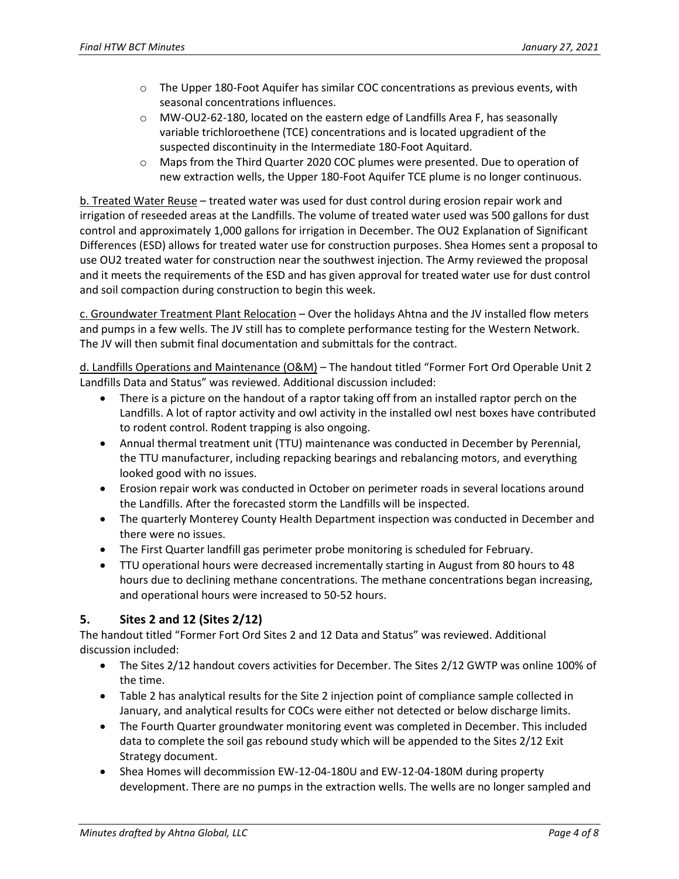- The Upper 180-Foot Aquifer has similar COC concentrations as previous events, with seasonal concentrations influences.
- MW-OU2-62-180, located on the eastern edge of Landfills Area F, has seasonally variable trichloroethene (TCE) concentrations and is located upgradient of the suspected discontinuity in the Intermediate 180-Foot Aquitard.
- Maps from the Third Quarter 2020 COC plumes were presented. Due to operation of new extraction wells, the Upper 180-Foot Aquifer TCE plume is no longer continuous.

b. Treated Water Reuse – treated water was used for dust control during erosion repair work and irrigation of reseeded areas at the Landfills. The volume of treated water used was 500 gallons for dust control and approximately 1,000 gallons for irrigation in December. The OU2 Explanation of Significant Differences (ESD) allows for treated water use for construction purposes. Shea Homes sent a proposal to use OU2 treated water for construction near the southwest injection. The Army reviewed the proposal and it meets the requirements of the ESD and has given approval for treated water use for dust control and soil compaction during construction to begin this week.

c. Groundwater Treatment Plant Relocation – Over the holidays Ahtna and the JV installed flow meters and pumps in a few wells. The JV still has to complete performance testing for the Western Network. The JV will then submit final documentation and submittals for the contract.

d. Landfills Operations and Maintenance (O&M) – The handout titled "Former Fort Ord Operable Unit 2 Landfills Data and Status" was reviewed. Additional discussion included:

- There is a picture on the handout of a raptor taking off from an installed raptor perch on the Landfills. A lot of raptor activity and owl activity in the installed owl nest boxes have contributed to rodent control. Rodent trapping is also ongoing.
- Annual thermal treatment unit (TTU) maintenance was conducted in December by Perennial, the TTU manufacturer, including repacking bearings and rebalancing motors, and everything looked good with no issues.
- Erosion repair work was conducted in October on perimeter roads in several locations around the Landfills. After the forecasted storm the Landfills will be inspected.
- The quarterly Monterey County Health Department inspection was conducted in December and there were no issues.
- The First Quarter landfill gas perimeter probe monitoring is scheduled for February.
- TTU operational hours were decreased incrementally starting in August from 80 hours to 48 hours due to declining methane concentrations. The methane concentrations began increasing, and operational hours were increased to 50-52 hours.

## 5. Sites 2 and 12 (Sites 2/12)

The handout titled "Former Fort Ord Sites 2 and 12 Data and Status" was reviewed. Additional discussion included:

- The Sites 2/12 handout covers activities for December. The Sites 2/12 GWTP was online 100% of the time.
- Table 2 has analytical results for the Site 2 injection point of compliance sample collected in January, and analytical results for COCs were either not detected or below discharge limits.
- The Fourth Quarter groundwater monitoring event was completed in December. This included data to complete the soil gas rebound study which will be appended to the Sites 2/12 Exit Strategy document.
- Shea Homes will decommission EW-12-04-180U and EW-12-04-180M during property development. There are no pumps in the extraction wells. The wells are no longer sampled and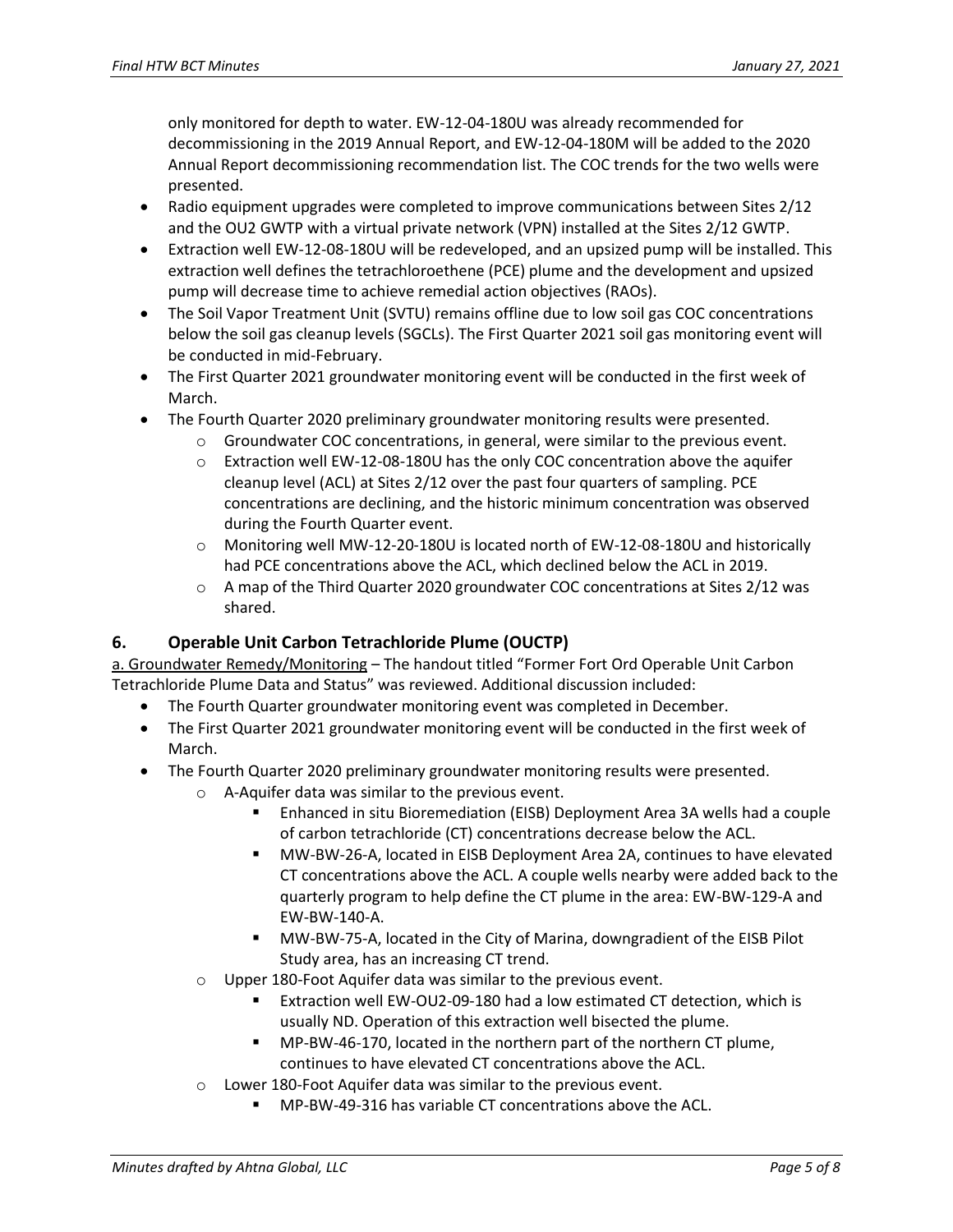only monitored for depth to water. EW-12-04-180U was already recommended for decommissioning in the 2019 Annual Report, and EW-12-04-180M will be added to the 2020 Annual Report decommissioning recommendation list. The COC trends for the two wells were presented.

- Radio equipment upgrades were completed to improve communications between Sites 2/12 and the OU2 GWTP with a virtual private network (VPN) installed at the Sites 2/12 GWTP.
- Extraction well EW-12-08-180U will be redeveloped, and an upsized pump will be installed. This extraction well defines the tetrachloroethene (PCE) plume and the development and upsized pump will decrease time to achieve remedial action objectives (RAOs).
- The Soil Vapor Treatment Unit (SVTU) remains offline due to low soil gas COC concentrations below the soil gas cleanup levels (SGCLs). The First Quarter 2021 soil gas monitoring event will be conducted in mid-February.
- The First Quarter 2021 groundwater monitoring event will be conducted in the first week of March.
- The Fourth Quarter 2020 preliminary groundwater monitoring results were presented.
  - Groundwater COC concentrations, in general, were similar to the previous event.
  - Extraction well EW-12-08-180U has the only COC concentration above the aquifer cleanup level (ACL) at Sites 2/12 over the past four quarters of sampling. PCE concentrations are declining, and the historic minimum concentration was observed during the Fourth Quarter event.
  - Monitoring well MW-12-20-180U is located north of EW-12-08-180U and historically had PCE concentrations above the ACL, which declined below the ACL in 2019.
  - A map of the Third Quarter 2020 groundwater COC concentrations at Sites 2/12 was shared.

## 6. Operable Unit Carbon Tetrachloride Plume (OUCTP)

a. Groundwater Remedy/Monitoring – The handout titled "Former Fort Ord Operable Unit Carbon Tetrachloride Plume Data and Status" was reviewed. Additional discussion included:

- The Fourth Quarter groundwater monitoring event was completed in December.
- The First Quarter 2021 groundwater monitoring event will be conducted in the first week of March.
- The Fourth Quarter 2020 preliminary groundwater monitoring results were presented.
  - A-Aquifer data was similar to the previous event.
    - Enhanced in situ Bioremediation (EISB) Deployment Area 3A wells had a couple of carbon tetrachloride (CT) concentrations decrease below the ACL.
    - MW-BW-26-A, located in EISB Deployment Area 2A, continues to have elevated CT concentrations above the ACL. A couple wells nearby were added back to the quarterly program to help define the CT plume in the area: EW-BW-129-A and EW-BW-140-A.
    - MW-BW-75-A, located in the City of Marina, downgradient of the EISB Pilot Study area, has an increasing CT trend.
  - Upper 180-Foot Aquifer data was similar to the previous event.
    - Extraction well EW-OU2-09-180 had a low estimated CT detection, which is usually ND. Operation of this extraction well bisected the plume.
    - MP-BW-46-170, located in the northern part of the northern CT plume, continues to have elevated CT concentrations above the ACL.
  - Lower 180-Foot Aquifer data was similar to the previous event.
    - MP-BW-49-316 has variable CT concentrations above the ACL.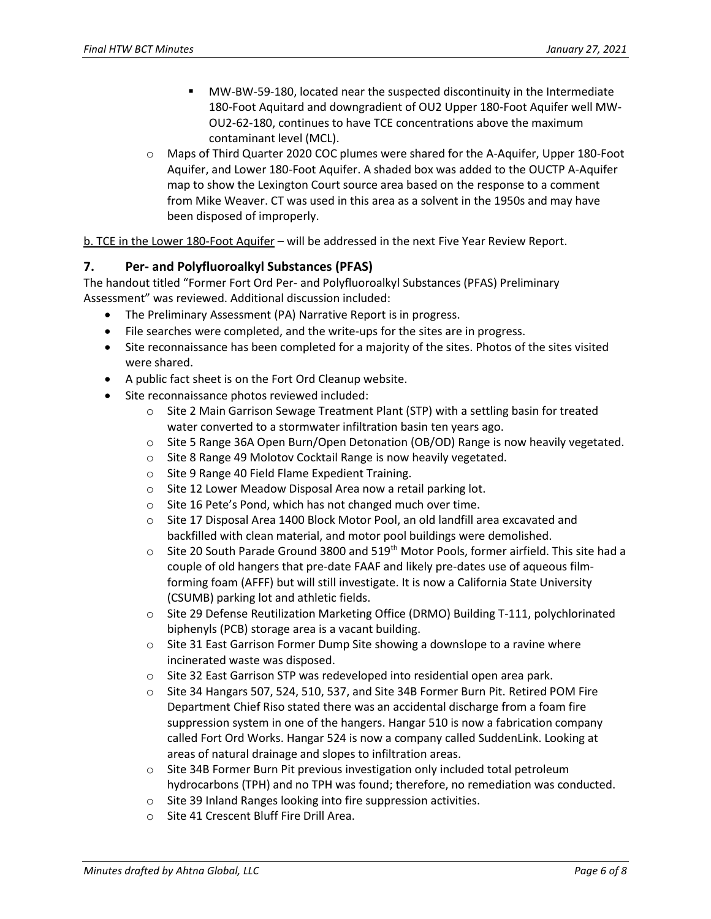- MW-BW-59-180, located near the suspected discontinuity in the Intermediate 180-Foot Aquitard and downgradient of OU2 Upper 180-Foot Aquifer well MW-OU2-62-180, continues to have TCE concentrations above the maximum contaminant level (MCL).
  - Maps of Third Quarter 2020 COC plumes were shared for the A-Aquifer, Upper 180-Foot Aquifer, and Lower 180-Foot Aquifer. A shaded box was added to the OUCTP A-Aquifer map to show the Lexington Court source area based on the response to a comment from Mike Weaver. CT was used in this area as a solvent in the 1950s and may have been disposed of improperly.

b. TCE in the Lower 180-Foot Aquifer – will be addressed in the next Five Year Review Report.

## 7. Per- and Polyfluoroalkyl Substances (PFAS)

The handout titled "Former Fort Ord Per- and Polyfluoroalkyl Substances (PFAS) Preliminary Assessment" was reviewed. Additional discussion included:

- The Preliminary Assessment (PA) Narrative Report is in progress.
- File searches were completed, and the write-ups for the sites are in progress.
- Site reconnaissance has been completed for a majority of the sites. Photos of the sites visited were shared.
- A public fact sheet is on the Fort Ord Cleanup website.
- Site reconnaissance photos reviewed included:
  - Site 2 Main Garrison Sewage Treatment Plant (STP) with a settling basin for treated water converted to a stormwater infiltration basin ten years ago.
  - Site 5 Range 36A Open Burn/Open Detonation (OB/OD) Range is now heavily vegetated.
  - Site 8 Range 49 Molotov Cocktail Range is now heavily vegetated.
  - Site 9 Range 40 Field Flame Expedient Training.
  - Site 12 Lower Meadow Disposal Area now a retail parking lot.
  - Site 16 Pete's Pond, which has not changed much over time.
  - Site 17 Disposal Area 1400 Block Motor Pool, an old landfill area excavated and backfilled with clean material, and motor pool buildings were demolished.
  - Site 20 South Parade Ground 3800 and 519th Motor Pools, former airfield. This site had a couple of old hangers that pre-date FAAF and likely pre-dates use of aqueous film-forming foam (AFFF) but will still investigate. It is now a California State University (CSUMB) parking lot and athletic fields.
  - Site 29 Defense Reutilization Marketing Office (DRMO) Building T-111, polychlorinated biphenyls (PCB) storage area is a vacant building.
  - Site 31 East Garrison Former Dump Site showing a downslope to a ravine where incinerated waste was disposed.
  - Site 32 East Garrison STP was redeveloped into residential open area park.
  - Site 34 Hangars 507, 524, 510, 537, and Site 34B Former Burn Pit. Retired POM Fire Department Chief Riso stated there was an accidental discharge from a foam fire suppression system in one of the hangers. Hangar 510 is now a fabrication company called Fort Ord Works. Hangar 524 is now a company called SuddenLink. Looking at areas of natural drainage and slopes to infiltration areas.
  - Site 34B Former Burn Pit previous investigation only included total petroleum hydrocarbons (TPH) and no TPH was found; therefore, no remediation was conducted.
  - Site 39 Inland Ranges looking into fire suppression activities.
  - Site 41 Crescent Bluff Fire Drill Area.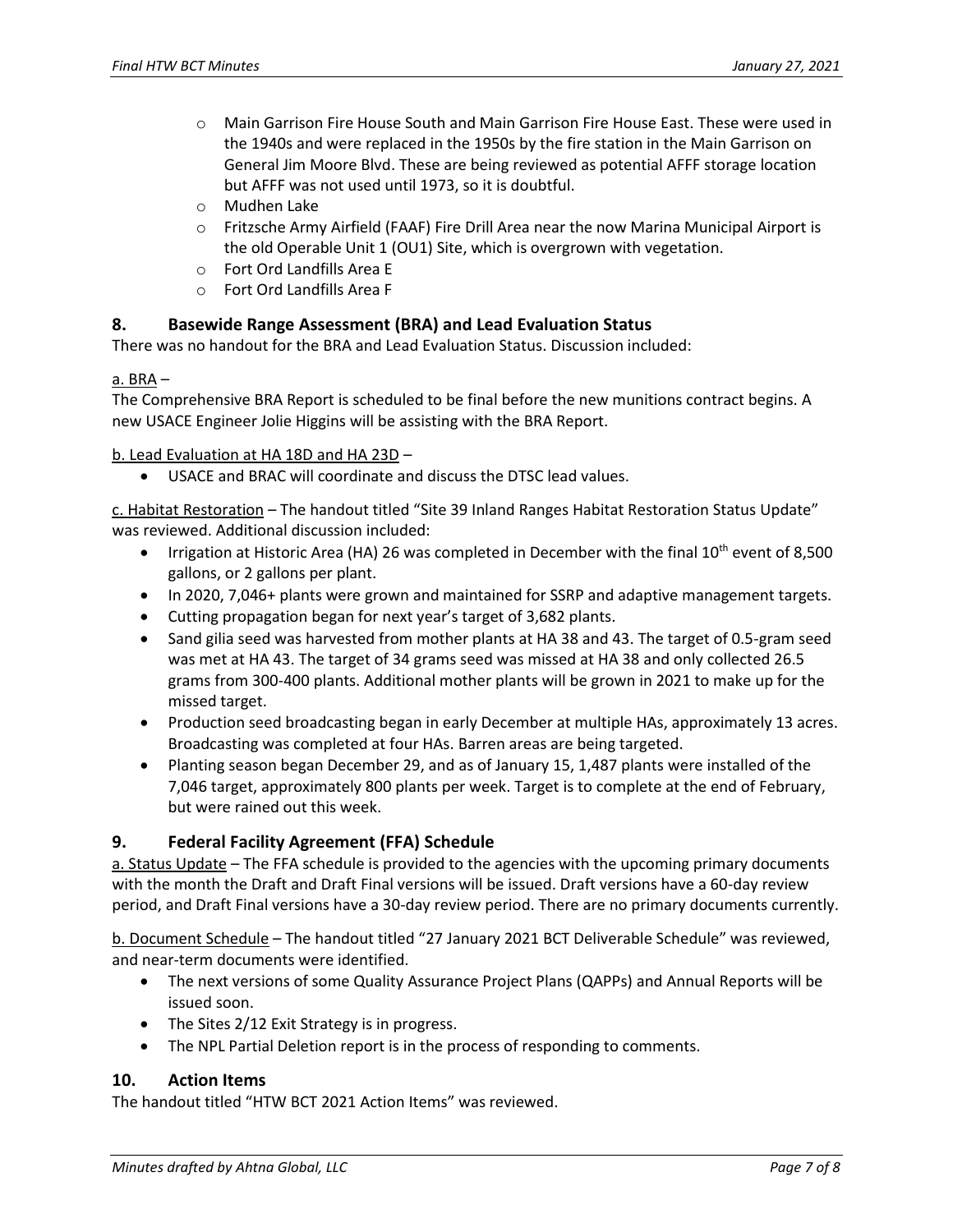- Main Garrison Fire House South and Main Garrison Fire House East. These were used in the 1940s and were replaced in the 1950s by the fire station in the Main Garrison on General Jim Moore Blvd. These are being reviewed as potential AFFF storage location but AFFF was not used until 1973, so it is doubtful.
- Mudhen Lake
- Fritzsche Army Airfield (FAAF) Fire Drill Area near the now Marina Municipal Airport is the old Operable Unit 1 (OU1) Site, which is overgrown with vegetation.
- Fort Ord Landfills Area E
- Fort Ord Landfills Area F

## 8. Basewide Range Assessment (BRA) and Lead Evaluation Status

There was no handout for the BRA and Lead Evaluation Status. Discussion included:

a. BRA –

The Comprehensive BRA Report is scheduled to be final before the new munitions contract begins. A new USACE Engineer Jolie Higgins will be assisting with the BRA Report.

b. Lead Evaluation at HA 18D and HA 23D –

- USACE and BRAC will coordinate and discuss the DTSC lead values.

c. Habitat Restoration – The handout titled "Site 39 Inland Ranges Habitat Restoration Status Update" was reviewed. Additional discussion included:

- Irrigation at Historic Area (HA) 26 was completed in December with the final 10th event of 8,500 gallons, or 2 gallons per plant.
- In 2020, 7,046+ plants were grown and maintained for SSRP and adaptive management targets.
- Cutting propagation began for next year's target of 3,682 plants.
- Sand gilia seed was harvested from mother plants at HA 38 and 43. The target of 0.5-gram seed was met at HA 43. The target of 34 grams seed was missed at HA 38 and only collected 26.5 grams from 300-400 plants. Additional mother plants will be grown in 2021 to make up for the missed target.
- Production seed broadcasting began in early December at multiple HAs, approximately 13 acres. Broadcasting was completed at four HAs. Barren areas are being targeted.
- Planting season began December 29, and as of January 15, 1,487 plants were installed of the 7,046 target, approximately 800 plants per week. Target is to complete at the end of February, but were rained out this week.

## 9. Federal Facility Agreement (FFA) Schedule

a. Status Update – The FFA schedule is provided to the agencies with the upcoming primary documents with the month the Draft and Draft Final versions will be issued. Draft versions have a 60-day review period, and Draft Final versions have a 30-day review period. There are no primary documents currently.

b. Document Schedule – The handout titled "27 January 2021 BCT Deliverable Schedule" was reviewed, and near-term documents were identified.

- The next versions of some Quality Assurance Project Plans (QAPPs) and Annual Reports will be issued soon.
- The Sites 2/12 Exit Strategy is in progress.
- The NPL Partial Deletion report is in the process of responding to comments.

## 10. Action Items

The handout titled "HTW BCT 2021 Action Items" was reviewed.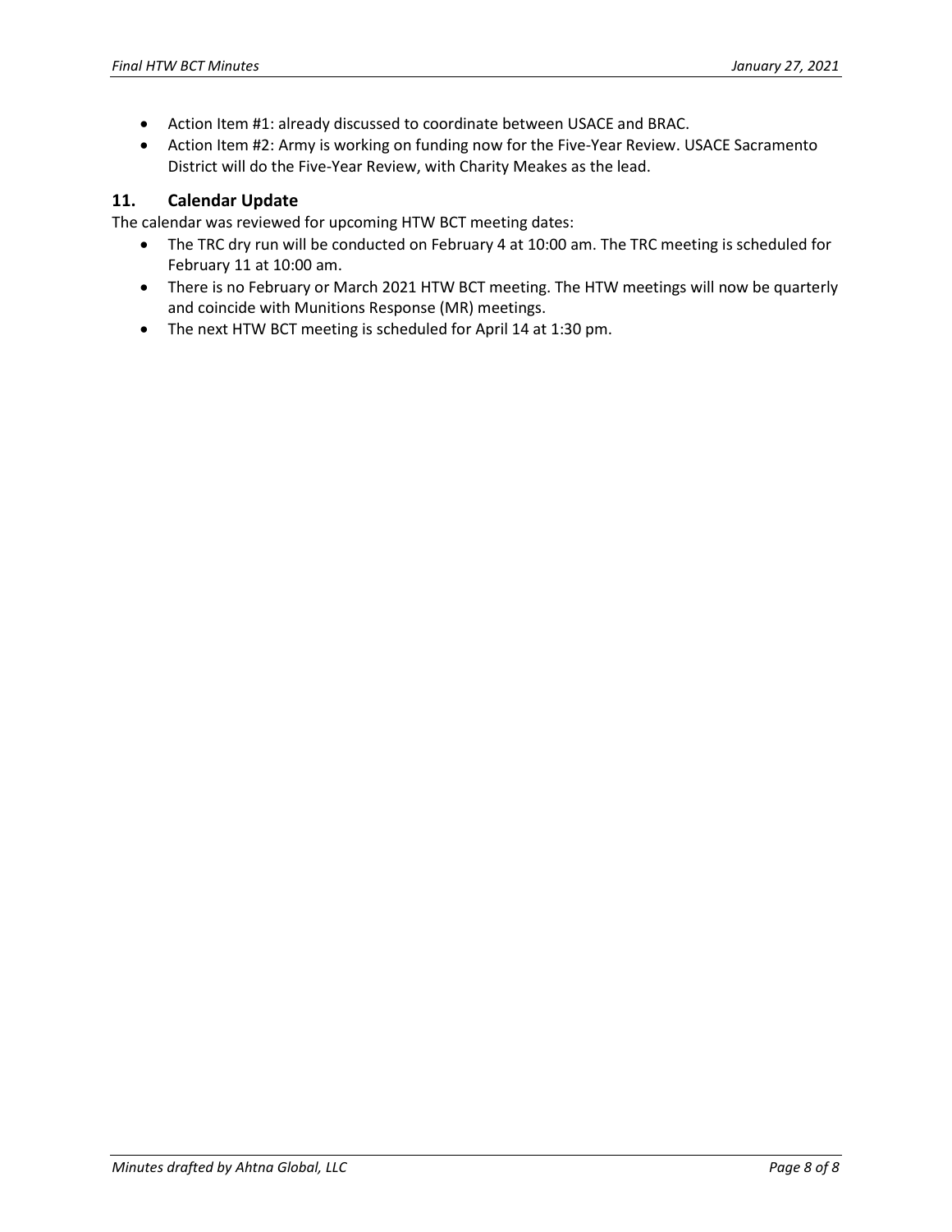- Action Item #1: already discussed to coordinate between USACE and BRAC.
- Action Item #2: Army is working on funding now for the Five-Year Review. USACE Sacramento District will do the Five-Year Review, with Charity Meakes as the lead.

## 11. Calendar Update

The calendar was reviewed for upcoming HTW BCT meeting dates:

- The TRC dry run will be conducted on February 4 at 10:00 am. The TRC meeting is scheduled for February 11 at 10:00 am.
- There is no February or March 2021 HTW BCT meeting. The HTW meetings will now be quarterly and coincide with Munitions Response (MR) meetings.
- The next HTW BCT meeting is scheduled for April 14 at 1:30 pm.